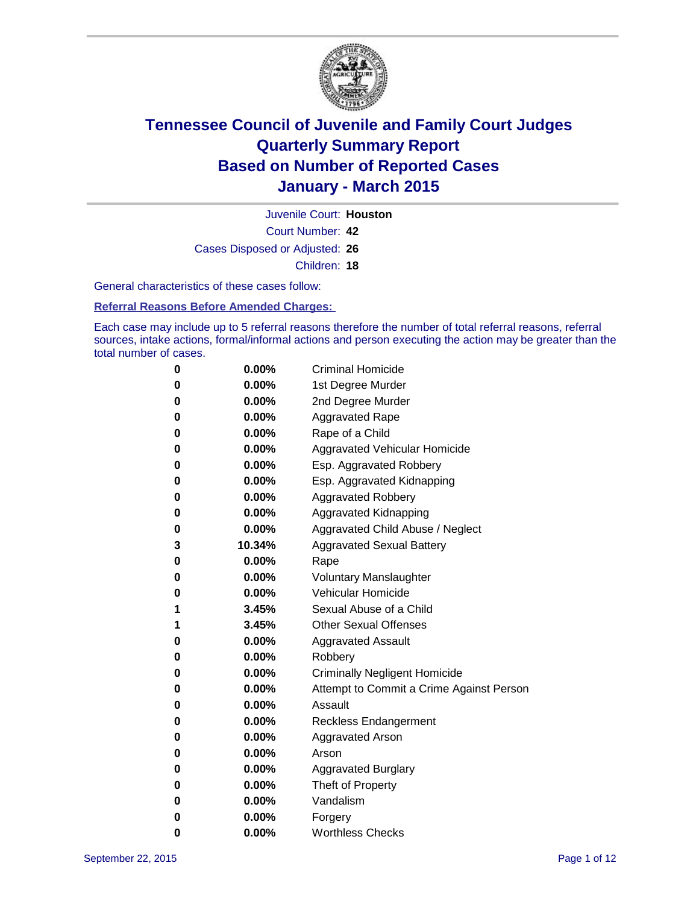# Tennessee Council of Juvenile and Family Court Judges
## Quarterly Summary Report
## Based on Number of Reported Cases
## January - March 2015

Juvenile Court: **Houston**

Court Number: **42**

Cases Disposed or Adjusted: **26**

Children: **18**

General characteristics of these cases follow:

**Referral Reasons Before Amended Charges:**

Each case may include up to 5 referral reasons therefore the number of total referral reasons, referral sources, intake actions, formal/informal actions and person executing the action may be greater than the total number of cases.

| | | |
|---|---|---|
| 0 | 0.00% | Criminal Homicide |
| 0 | 0.00% | 1st Degree Murder |
| 0 | 0.00% | 2nd Degree Murder |
| 0 | 0.00% | Aggravated Rape |
| 0 | 0.00% | Rape of a Child |
| 0 | 0.00% | Aggravated Vehicular Homicide |
| 0 | 0.00% | Esp. Aggravated Robbery |
| 0 | 0.00% | Esp. Aggravated Kidnapping |
| 0 | 0.00% | Aggravated Robbery |
| 0 | 0.00% | Aggravated Kidnapping |
| 0 | 0.00% | Aggravated Child Abuse / Neglect |
| 3 | 10.34% | Aggravated Sexual Battery |
| 0 | 0.00% | Rape |
| 0 | 0.00% | Voluntary Manslaughter |
| 0 | 0.00% | Vehicular Homicide |
| 1 | 3.45% | Sexual Abuse of a Child |
| 1 | 3.45% | Other Sexual Offenses |
| 0 | 0.00% | Aggravated Assault |
| 0 | 0.00% | Robbery |
| 0 | 0.00% | Criminally Negligent Homicide |
| 0 | 0.00% | Attempt to Commit a Crime Against Person |
| 0 | 0.00% | Assault |
| 0 | 0.00% | Reckless Endangerment |
| 0 | 0.00% | Aggravated Arson |
| 0 | 0.00% | Arson |
| 0 | 0.00% | Aggravated Burglary |
| 0 | 0.00% | Theft of Property |
| 0 | 0.00% | Vandalism |
| 0 | 0.00% | Forgery |
| 0 | 0.00% | Worthless Checks |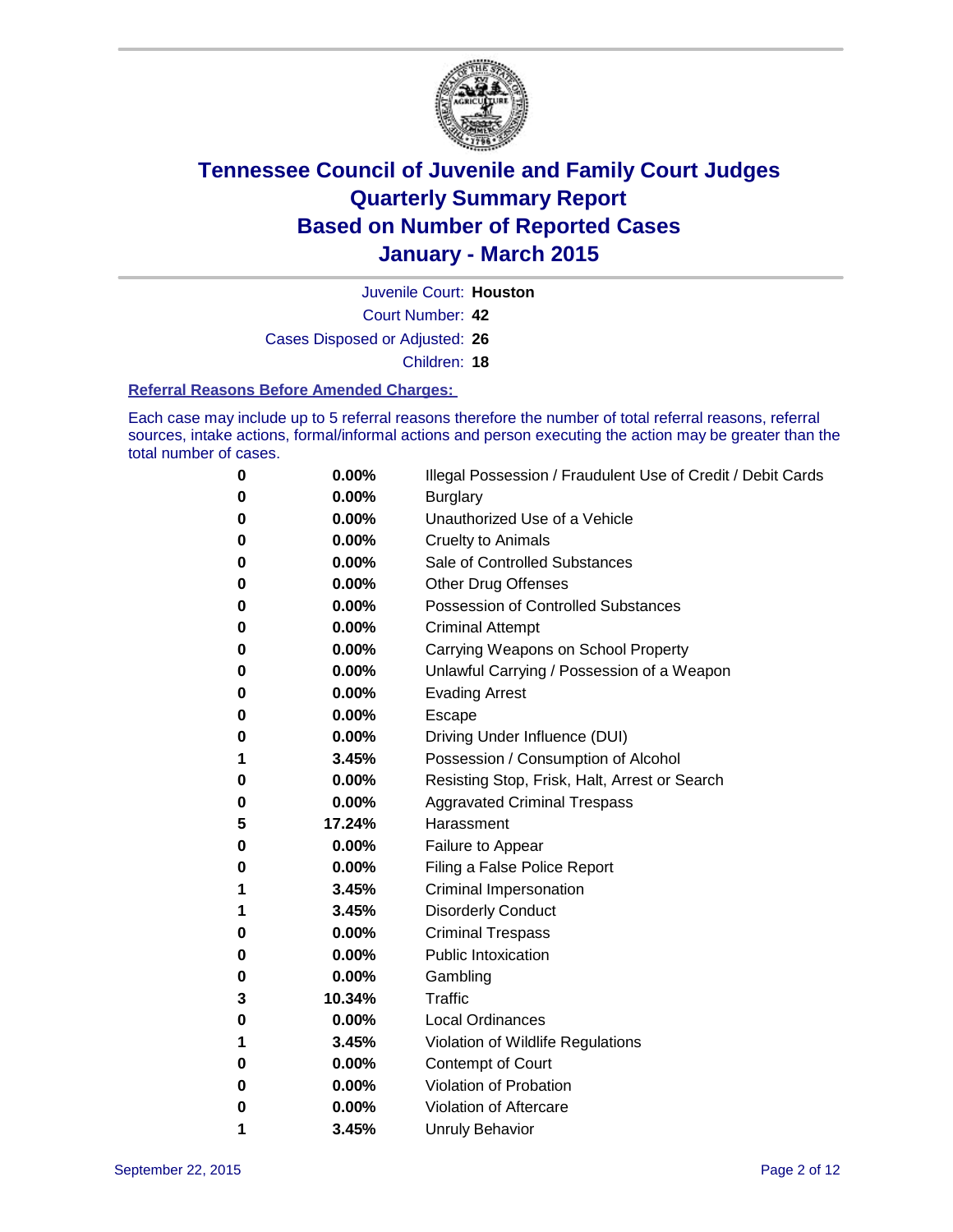# Tennessee Council of Juvenile and Family Court Judges
# Quarterly Summary Report
# Based on Number of Reported Cases
# January - March 2015

Juvenile Court: **Houston**

Court Number: **42**

Cases Disposed or Adjusted: **26**

Children: **18**

**Referral Reasons Before Amended Charges:**

Each case may include up to 5 referral reasons therefore the number of total referral reasons, referral sources, intake actions, formal/informal actions and person executing the action may be greater than the total number of cases.

| | | |
|---|---|---|
| 0 | 0.00% | Illegal Possession / Fraudulent Use of Credit / Debit Cards |
| 0 | 0.00% | Burglary |
| 0 | 0.00% | Unauthorized Use of a Vehicle |
| 0 | 0.00% | Cruelty to Animals |
| 0 | 0.00% | Sale of Controlled Substances |
| 0 | 0.00% | Other Drug Offenses |
| 0 | 0.00% | Possession of Controlled Substances |
| 0 | 0.00% | Criminal Attempt |
| 0 | 0.00% | Carrying Weapons on School Property |
| 0 | 0.00% | Unlawful Carrying / Possession of a Weapon |
| 0 | 0.00% | Evading Arrest |
| 0 | 0.00% | Escape |
| 0 | 0.00% | Driving Under Influence (DUI) |
| 1 | 3.45% | Possession / Consumption of Alcohol |
| 0 | 0.00% | Resisting Stop, Frisk, Halt, Arrest or Search |
| 0 | 0.00% | Aggravated Criminal Trespass |
| 5 | 17.24% | Harassment |
| 0 | 0.00% | Failure to Appear |
| 0 | 0.00% | Filing a False Police Report |
| 1 | 3.45% | Criminal Impersonation |
| 1 | 3.45% | Disorderly Conduct |
| 0 | 0.00% | Criminal Trespass |
| 0 | 0.00% | Public Intoxication |
| 0 | 0.00% | Gambling |
| 3 | 10.34% | Traffic |
| 0 | 0.00% | Local Ordinances |
| 1 | 3.45% | Violation of Wildlife Regulations |
| 0 | 0.00% | Contempt of Court |
| 0 | 0.00% | Violation of Probation |
| 0 | 0.00% | Violation of Aftercare |
| 1 | 3.45% | Unruly Behavior |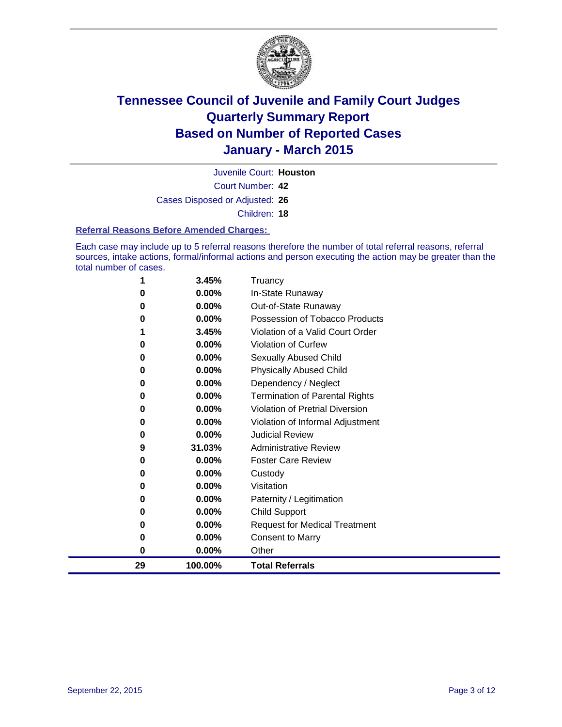# Tennessee Council of Juvenile and Family Court Judges
## Quarterly Summary Report
## Based on Number of Reported Cases
## January - March 2015

Juvenile Court: **Houston**

Court Number: **42**

Cases Disposed or Adjusted: **26**

Children: **18**

### Referral Reasons Before Amended Charges:

Each case may include up to 5 referral reasons therefore the number of total referral reasons, referral sources, intake actions, formal/informal actions and person executing the action may be greater than the total number of cases.

| | | |
|---|---|---|
| 1 | 3.45% | Truancy |
| 0 | 0.00% | In-State Runaway |
| 0 | 0.00% | Out-of-State Runaway |
| 0 | 0.00% | Possession of Tobacco Products |
| 1 | 3.45% | Violation of a Valid Court Order |
| 0 | 0.00% | Violation of Curfew |
| 0 | 0.00% | Sexually Abused Child |
| 0 | 0.00% | Physically Abused Child |
| 0 | 0.00% | Dependency / Neglect |
| 0 | 0.00% | Termination of Parental Rights |
| 0 | 0.00% | Violation of Pretrial Diversion |
| 0 | 0.00% | Violation of Informal Adjustment |
| 0 | 0.00% | Judicial Review |
| 9 | 31.03% | Administrative Review |
| 0 | 0.00% | Foster Care Review |
| 0 | 0.00% | Custody |
| 0 | 0.00% | Visitation |
| 0 | 0.00% | Paternity / Legitimation |
| 0 | 0.00% | Child Support |
| 0 | 0.00% | Request for Medical Treatment |
| 0 | 0.00% | Consent to Marry |
| 0 | 0.00% | Other |
| **29** | **100.00%** | **Total Referrals** |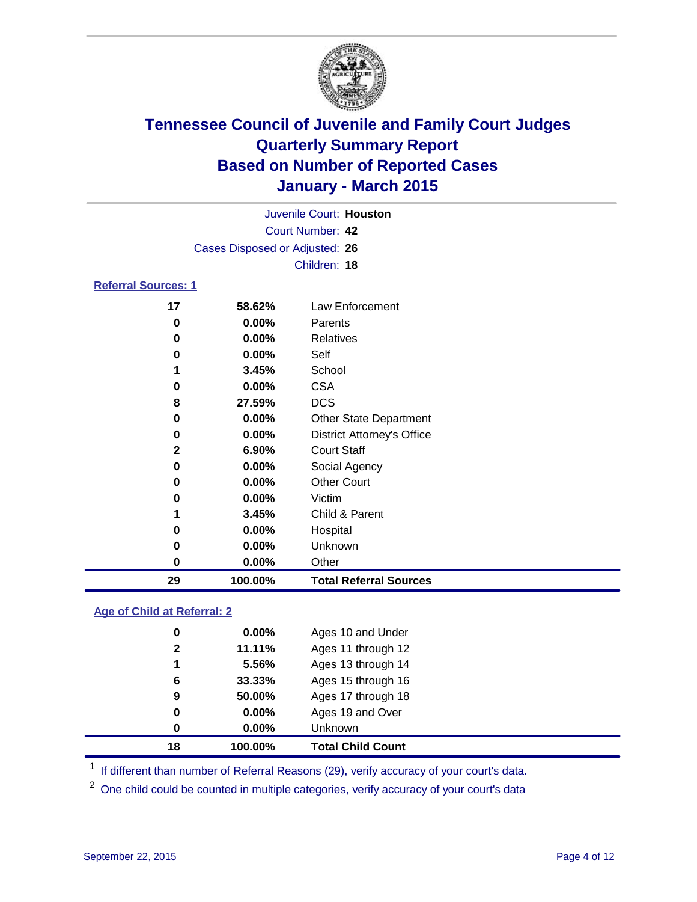# Tennessee Council of Juvenile and Family Court Judges
## Quarterly Summary Report
## Based on Number of Reported Cases
## January - March 2015

Juvenile Court: **Houston**

Court Number: **42**

Cases Disposed or Adjusted: **26**

Children: **18**

**Referral Sources: 1**

| | | |
|---|---|---|
| 17 | 58.62% | Law Enforcement |
| 0 | 0.00% | Parents |
| 0 | 0.00% | Relatives |
| 0 | 0.00% | Self |
| 1 | 3.45% | School |
| 0 | 0.00% | CSA |
| 8 | 27.59% | DCS |
| 0 | 0.00% | Other State Department |
| 0 | 0.00% | District Attorney's Office |
| 2 | 6.90% | Court Staff |
| 0 | 0.00% | Social Agency |
| 0 | 0.00% | Other Court |
| 0 | 0.00% | Victim |
| 1 | 3.45% | Child & Parent |
| 0 | 0.00% | Hospital |
| 0 | 0.00% | Unknown |
| 0 | 0.00% | Other |
| **29** | **100.00%** | **Total Referral Sources** |

**Age of Child at Referral: 2**

| | | |
|---|---|---|
| 0 | 0.00% | Ages 10 and Under |
| 2 | 11.11% | Ages 11 through 12 |
| 1 | 5.56% | Ages 13 through 14 |
| 6 | 33.33% | Ages 15 through 16 |
| 9 | 50.00% | Ages 17 through 18 |
| 0 | 0.00% | Ages 19 and Over |
| 0 | 0.00% | Unknown |
| **18** | **100.00%** | **Total Child Count** |

[1] If different than number of Referral Reasons (29), verify accuracy of your court's data.

[2] One child could be counted in multiple categories, verify accuracy of your court's data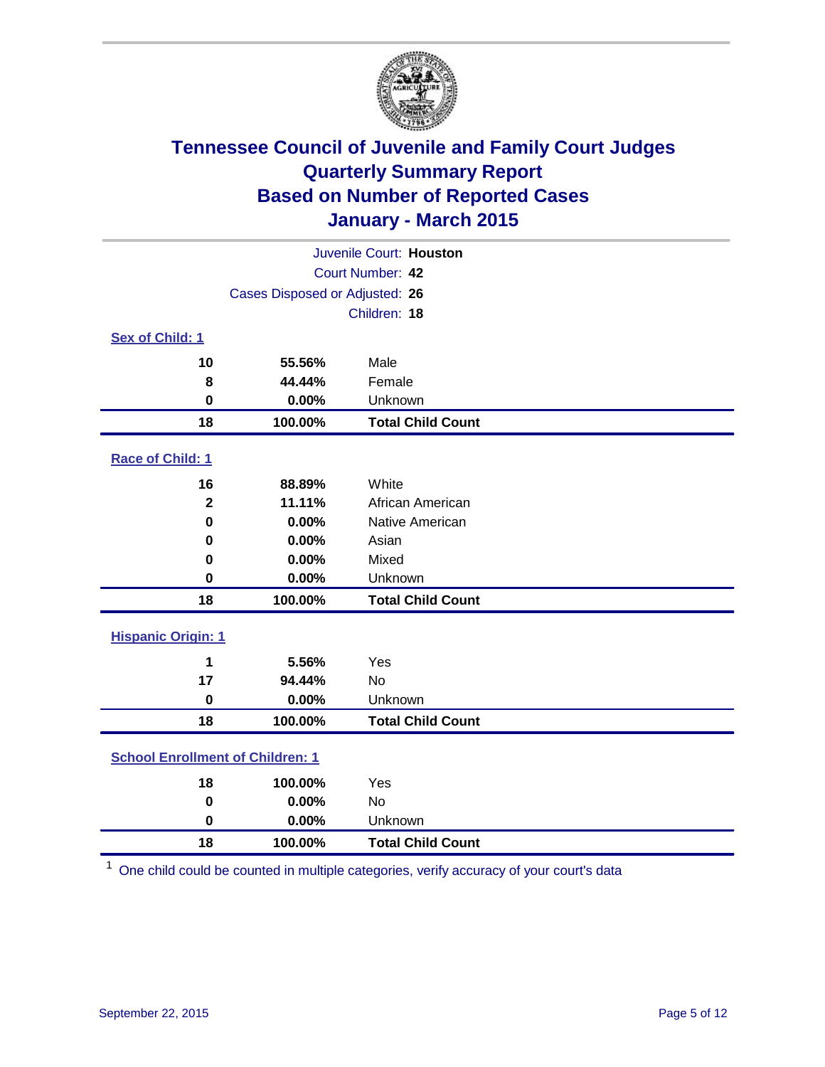# Tennessee Council of Juvenile and Family Court Judges
# Quarterly Summary Report
# Based on Number of Reported Cases
# January - March 2015

Juvenile Court: **Houston**

Court Number: **42**

Cases Disposed or Adjusted: **26**

Children: **18**

### Sex of Child: 1

| | | |
|---|---|---|
| **10** | **55.56%** | Male |
| **8** | **44.44%** | Female |
| **0** | **0.00%** | Unknown |
| **18** | **100.00%** | **Total Child Count** |

### Race of Child: 1

| | | |
|---|---|---|
| **16** | **88.89%** | White |
| **2** | **11.11%** | African American |
| **0** | **0.00%** | Native American |
| **0** | **0.00%** | Asian |
| **0** | **0.00%** | Mixed |
| **0** | **0.00%** | Unknown |
| **18** | **100.00%** | **Total Child Count** |

### Hispanic Origin: 1

| | | |
|---|---|---|
| **1** | **5.56%** | Yes |
| **17** | **94.44%** | No |
| **0** | **0.00%** | Unknown |
| **18** | **100.00%** | **Total Child Count** |

### School Enrollment of Children: 1

| | | |
|---|---|---|
| **18** | **100.00%** | Yes |
| **0** | **0.00%** | No |
| **0** | **0.00%** | Unknown |
| **18** | **100.00%** | **Total Child Count** |

[1] One child could be counted in multiple categories, verify accuracy of your court's data

September 22, 2015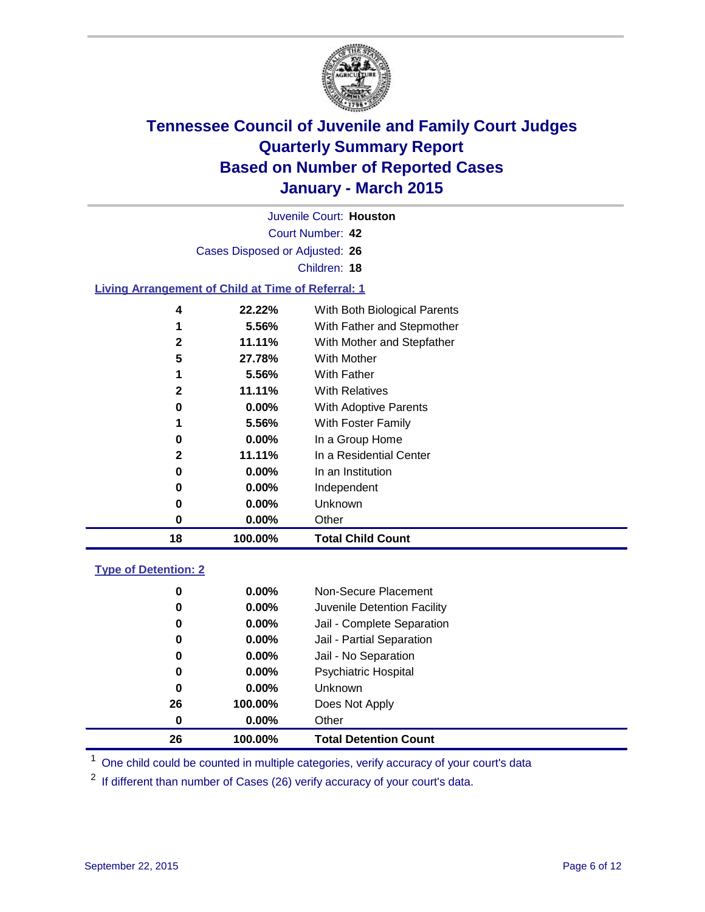# Tennessee Council of Juvenile and Family Court Judges
# Quarterly Summary Report
# Based on Number of Reported Cases
# January - March 2015

Juvenile Court: **Houston**

Court Number: **42**

Cases Disposed or Adjusted: **26**

Children: **18**

## Living Arrangement of Child at Time of Referral: 1

| | | |
|---|---|---|
| 4 | 22.22% | With Both Biological Parents |
| 1 | 5.56% | With Father and Stepmother |
| 2 | 11.11% | With Mother and Stepfather |
| 5 | 27.78% | With Mother |
| 1 | 5.56% | With Father |
| 2 | 11.11% | With Relatives |
| 0 | 0.00% | With Adoptive Parents |
| 1 | 5.56% | With Foster Family |
| 0 | 0.00% | In a Group Home |
| 2 | 11.11% | In a Residential Center |
| 0 | 0.00% | In an Institution |
| 0 | 0.00% | Independent |
| 0 | 0.00% | Unknown |
| 0 | 0.00% | Other |
| **18** | **100.00%** | **Total Child Count** |

## Type of Detention: 2

| | | |
|---|---|---|
| 0 | 0.00% | Non-Secure Placement |
| 0 | 0.00% | Juvenile Detention Facility |
| 0 | 0.00% | Jail - Complete Separation |
| 0 | 0.00% | Jail - Partial Separation |
| 0 | 0.00% | Jail - No Separation |
| 0 | 0.00% | Psychiatric Hospital |
| 0 | 0.00% | Unknown |
| 26 | 100.00% | Does Not Apply |
| 0 | 0.00% | Other |
| **26** | **100.00%** | **Total Detention Count** |

[1] One child could be counted in multiple categories, verify accuracy of your court's data

[2] If different than number of Cases (26) verify accuracy of your court's data.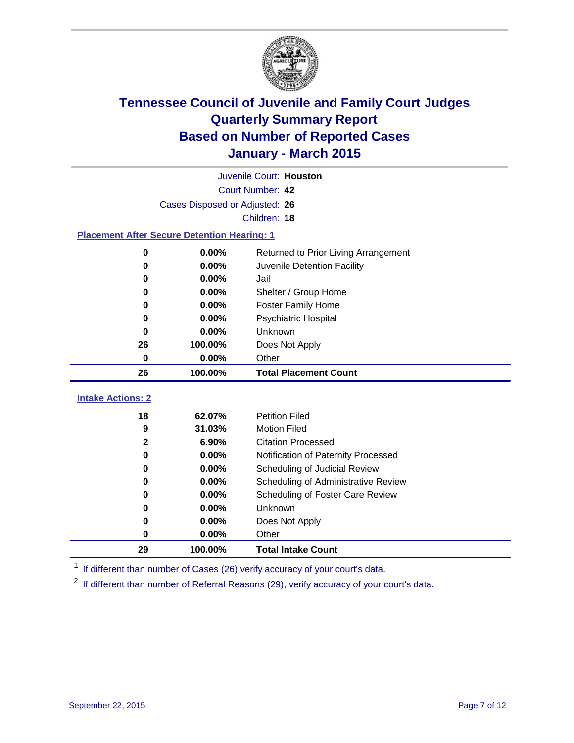# Tennessee Council of Juvenile and Family Court Judges
## Quarterly Summary Report
## Based on Number of Reported Cases
## January - March 2015

Juvenile Court: **Houston**

Court Number: **42**

Cases Disposed or Adjusted: **26**

Children: **18**

### Placement After Secure Detention Hearing: 1

| | | |
|---|---|---|
| 0 | 0.00% | Returned to Prior Living Arrangement |
| 0 | 0.00% | Juvenile Detention Facility |
| 0 | 0.00% | Jail |
| 0 | 0.00% | Shelter / Group Home |
| 0 | 0.00% | Foster Family Home |
| 0 | 0.00% | Psychiatric Hospital |
| 0 | 0.00% | Unknown |
| 26 | 100.00% | Does Not Apply |
| 0 | 0.00% | Other |
| **26** | **100.00%** | **Total Placement Count** |

### Intake Actions: 2

| | | |
|---|---|---|
| 18 | 62.07% | Petition Filed |
| 9 | 31.03% | Motion Filed |
| 2 | 6.90% | Citation Processed |
| 0 | 0.00% | Notification of Paternity Processed |
| 0 | 0.00% | Scheduling of Judicial Review |
| 0 | 0.00% | Scheduling of Administrative Review |
| 0 | 0.00% | Scheduling of Foster Care Review |
| 0 | 0.00% | Unknown |
| 0 | 0.00% | Does Not Apply |
| 0 | 0.00% | Other |
| **29** | **100.00%** | **Total Intake Count** |

[1] If different than number of Cases (26) verify accuracy of your court's data.

[2] If different than number of Referral Reasons (29), verify accuracy of your court's data.

September 22, 2015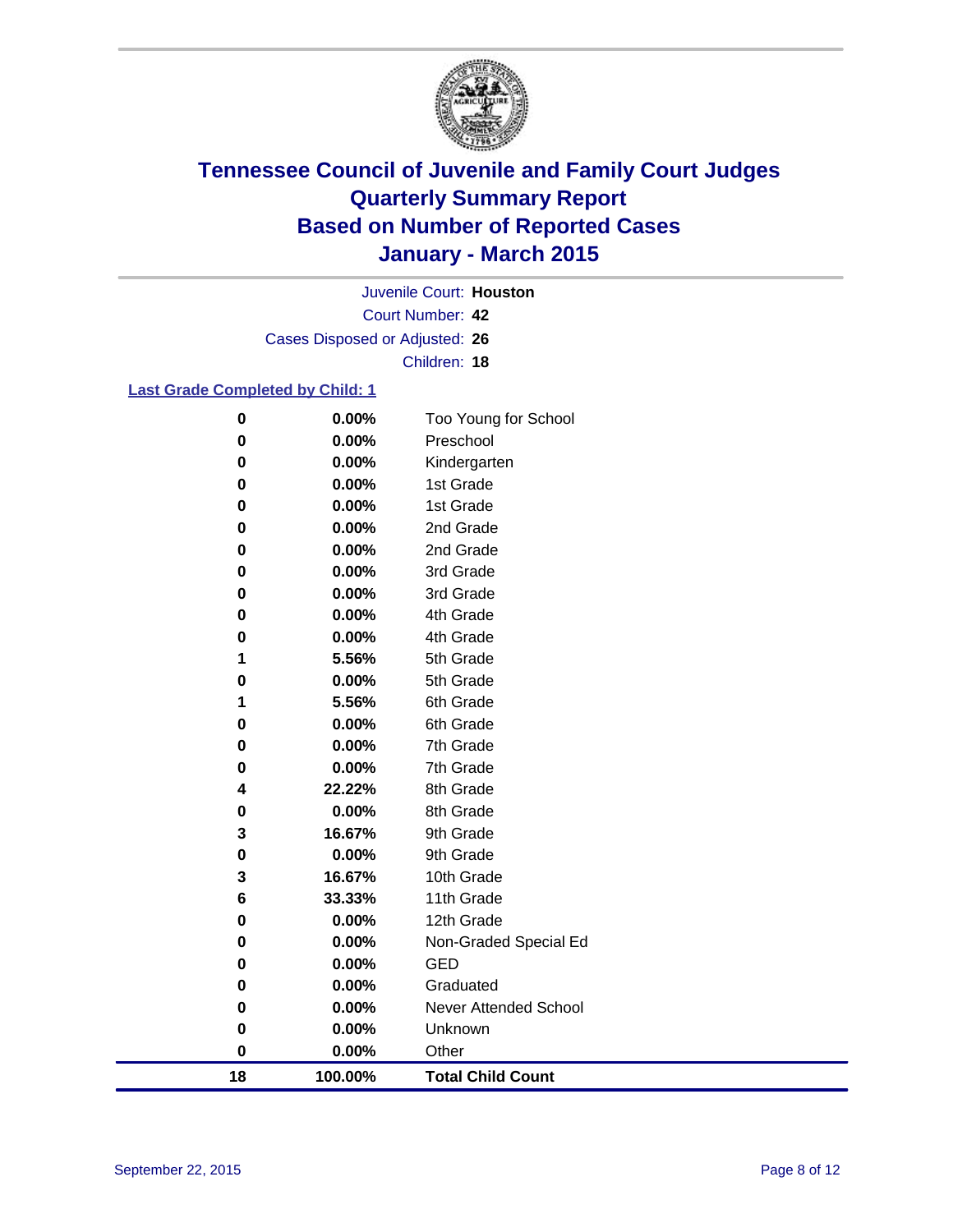# Tennessee Council of Juvenile and Family Court Judges
# Quarterly Summary Report
# Based on Number of Reported Cases
# January - March 2015

Juvenile Court: **Houston**

Court Number: **42**

Cases Disposed or Adjusted: **26**

Children: **18**

**Last Grade Completed by Child: 1**

| | | |
|---|---|---|
| **0** | **0.00%** | Too Young for School |
| **0** | **0.00%** | Preschool |
| **0** | **0.00%** | Kindergarten |
| **0** | **0.00%** | 1st Grade |
| **0** | **0.00%** | 1st Grade |
| **0** | **0.00%** | 2nd Grade |
| **0** | **0.00%** | 2nd Grade |
| **0** | **0.00%** | 3rd Grade |
| **0** | **0.00%** | 3rd Grade |
| **0** | **0.00%** | 4th Grade |
| **0** | **0.00%** | 4th Grade |
| **1** | **5.56%** | 5th Grade |
| **0** | **0.00%** | 5th Grade |
| **1** | **5.56%** | 6th Grade |
| **0** | **0.00%** | 6th Grade |
| **0** | **0.00%** | 7th Grade |
| **0** | **0.00%** | 7th Grade |
| **4** | **22.22%** | 8th Grade |
| **0** | **0.00%** | 8th Grade |
| **3** | **16.67%** | 9th Grade |
| **0** | **0.00%** | 9th Grade |
| **3** | **16.67%** | 10th Grade |
| **6** | **33.33%** | 11th Grade |
| **0** | **0.00%** | 12th Grade |
| **0** | **0.00%** | Non-Graded Special Ed |
| **0** | **0.00%** | GED |
| **0** | **0.00%** | Graduated |
| **0** | **0.00%** | Never Attended School |
| **0** | **0.00%** | Unknown |
| **0** | **0.00%** | Other |
| **18** | **100.00%** | **Total Child Count** |

September 22, 2015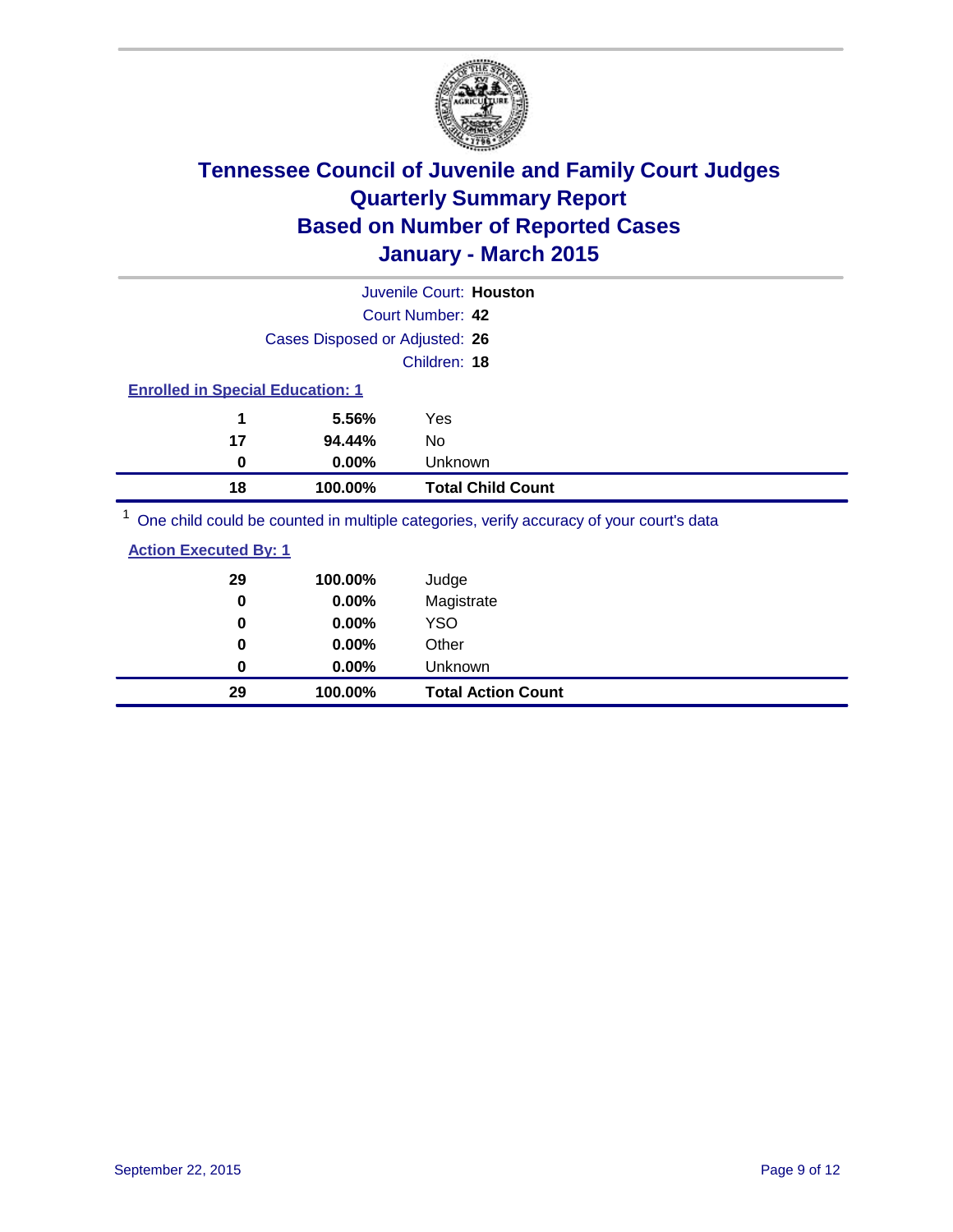# Tennessee Council of Juvenile and Family Court Judges
## Quarterly Summary Report
## Based on Number of Reported Cases
## January - March 2015

Juvenile Court: **Houston**

Court Number: **42**

Cases Disposed or Adjusted: **26**

Children: **18**

**Enrolled in Special Education: 1**

| | | |
|---|---|---|
| 1 | 5.56% | Yes |
| 17 | 94.44% | No |
| 0 | 0.00% | Unknown |
| **18** | **100.00%** | **Total Child Count** |

[1] One child could be counted in multiple categories, verify accuracy of your court's data

**Action Executed By: 1**

| | | |
|---|---|---|
| 29 | 100.00% | Judge |
| 0 | 0.00% | Magistrate |
| 0 | 0.00% | YSO |
| 0 | 0.00% | Other |
| 0 | 0.00% | Unknown |
| **29** | **100.00%** | **Total Action Count** |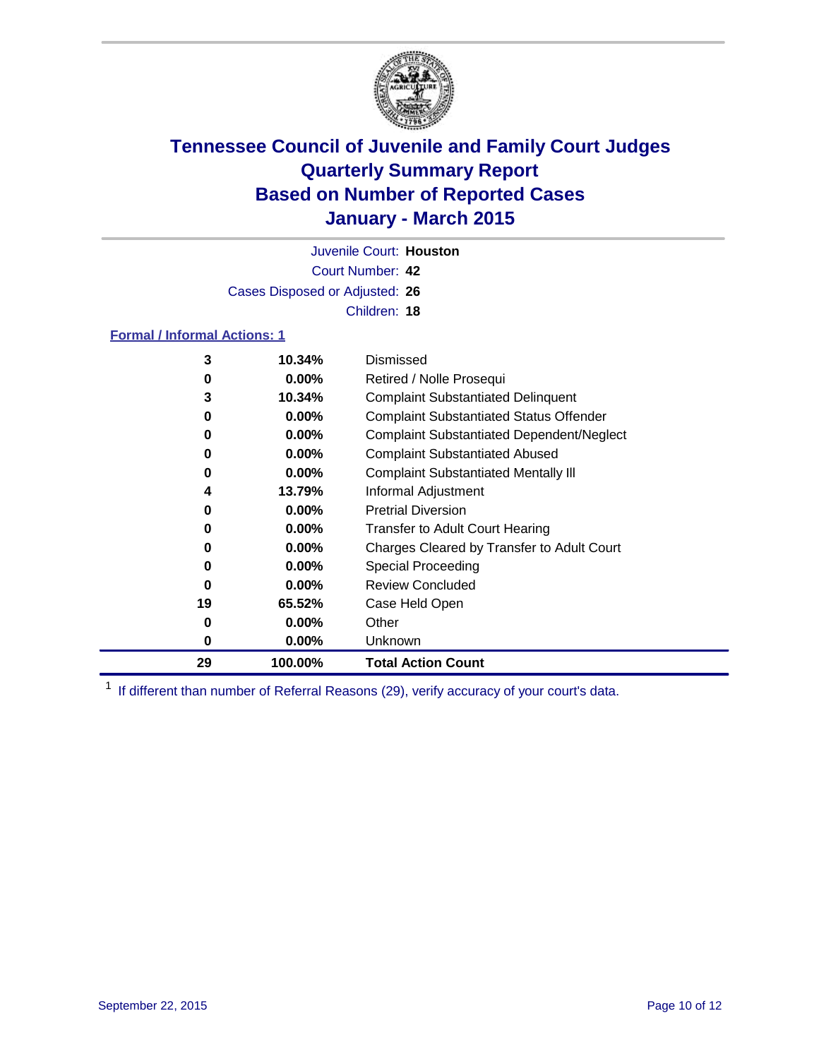# Tennessee Council of Juvenile and Family Court Judges
# Quarterly Summary Report
# Based on Number of Reported Cases
# January - March 2015

Juvenile Court: **Houston**

Court Number: **42**

Cases Disposed or Adjusted: **26**

Children: **18**

### Formal / Informal Actions: 1

| | | |
|---|---|---|
| **3** | **10.34%** | Dismissed |
| **0** | **0.00%** | Retired / Nolle Prosequi |
| **3** | **10.34%** | Complaint Substantiated Delinquent |
| **0** | **0.00%** | Complaint Substantiated Status Offender |
| **0** | **0.00%** | Complaint Substantiated Dependent/Neglect |
| **0** | **0.00%** | Complaint Substantiated Abused |
| **0** | **0.00%** | Complaint Substantiated Mentally Ill |
| **4** | **13.79%** | Informal Adjustment |
| **0** | **0.00%** | Pretrial Diversion |
| **0** | **0.00%** | Transfer to Adult Court Hearing |
| **0** | **0.00%** | Charges Cleared by Transfer to Adult Court |
| **0** | **0.00%** | Special Proceeding |
| **0** | **0.00%** | Review Concluded |
| **19** | **65.52%** | Case Held Open |
| **0** | **0.00%** | Other |
| **0** | **0.00%** | Unknown |
| **29** | **100.00%** | **Total Action Count** |

[1] If different than number of Referral Reasons (29), verify accuracy of your court's data.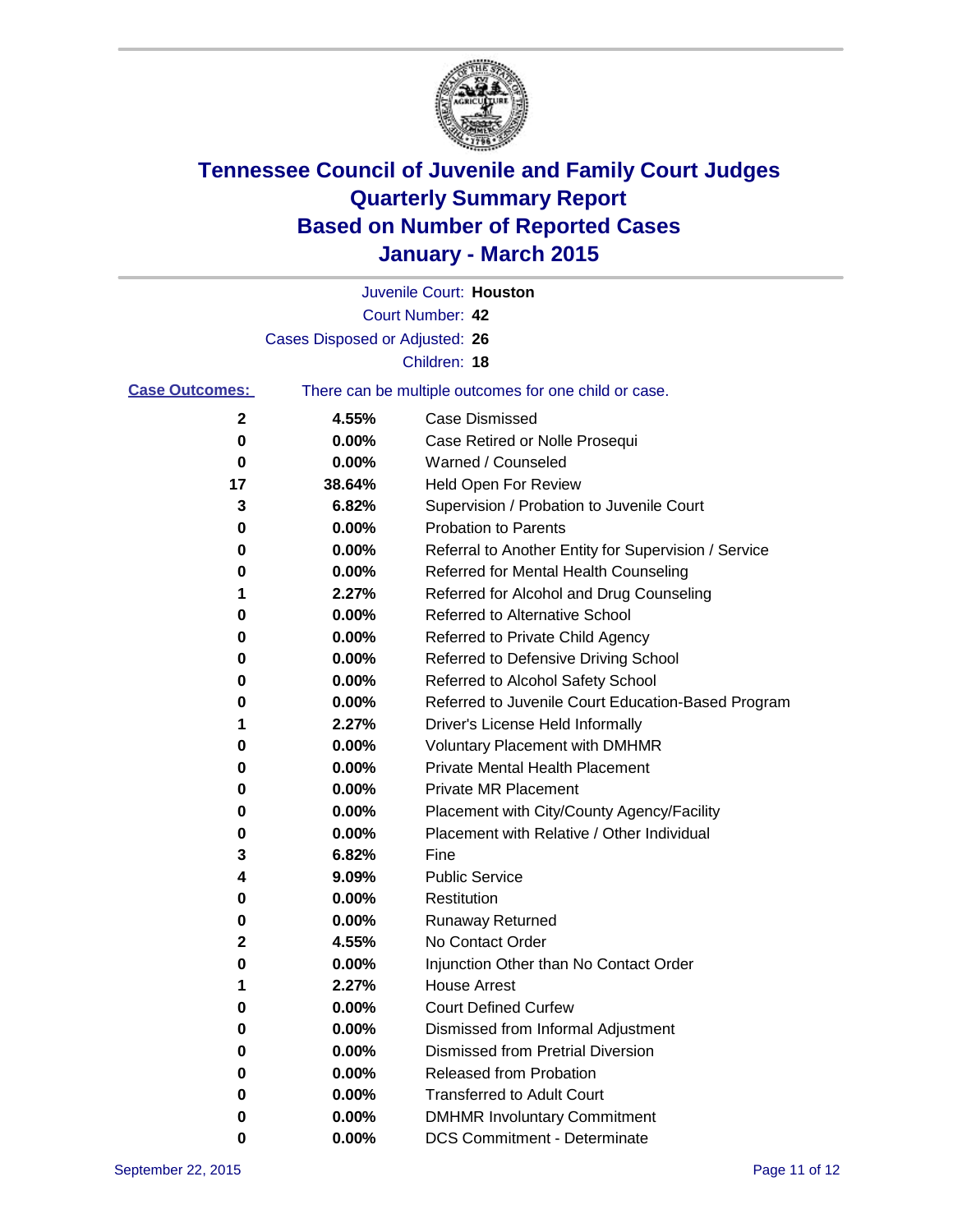# Tennessee Council of Juvenile and Family Court Judges
# Quarterly Summary Report
# Based on Number of Reported Cases
# January - March 2015

Juvenile Court: **Houston**

Court Number: **42**

Cases Disposed or Adjusted: **26**

Children: **18**

**Case Outcomes:** There can be multiple outcomes for one child or case.

| | | |
|---|---|---|
| **2** | **4.55%** | Case Dismissed |
| **0** | **0.00%** | Case Retired or Nolle Prosequi |
| **0** | **0.00%** | Warned / Counseled |
| **17** | **38.64%** | Held Open For Review |
| **3** | **6.82%** | Supervision / Probation to Juvenile Court |
| **0** | **0.00%** | Probation to Parents |
| **0** | **0.00%** | Referral to Another Entity for Supervision / Service |
| **0** | **0.00%** | Referred for Mental Health Counseling |
| **1** | **2.27%** | Referred for Alcohol and Drug Counseling |
| **0** | **0.00%** | Referred to Alternative School |
| **0** | **0.00%** | Referred to Private Child Agency |
| **0** | **0.00%** | Referred to Defensive Driving School |
| **0** | **0.00%** | Referred to Alcohol Safety School |
| **0** | **0.00%** | Referred to Juvenile Court Education-Based Program |
| **1** | **2.27%** | Driver's License Held Informally |
| **0** | **0.00%** | Voluntary Placement with DMHMR |
| **0** | **0.00%** | Private Mental Health Placement |
| **0** | **0.00%** | Private MR Placement |
| **0** | **0.00%** | Placement with City/County Agency/Facility |
| **0** | **0.00%** | Placement with Relative / Other Individual |
| **3** | **6.82%** | Fine |
| **4** | **9.09%** | Public Service |
| **0** | **0.00%** | Restitution |
| **0** | **0.00%** | Runaway Returned |
| **2** | **4.55%** | No Contact Order |
| **0** | **0.00%** | Injunction Other than No Contact Order |
| **1** | **2.27%** | House Arrest |
| **0** | **0.00%** | Court Defined Curfew |
| **0** | **0.00%** | Dismissed from Informal Adjustment |
| **0** | **0.00%** | Dismissed from Pretrial Diversion |
| **0** | **0.00%** | Released from Probation |
| **0** | **0.00%** | Transferred to Adult Court |
| **0** | **0.00%** | DMHMR Involuntary Commitment |
| **0** | **0.00%** | DCS Commitment - Determinate |

September 22, 2015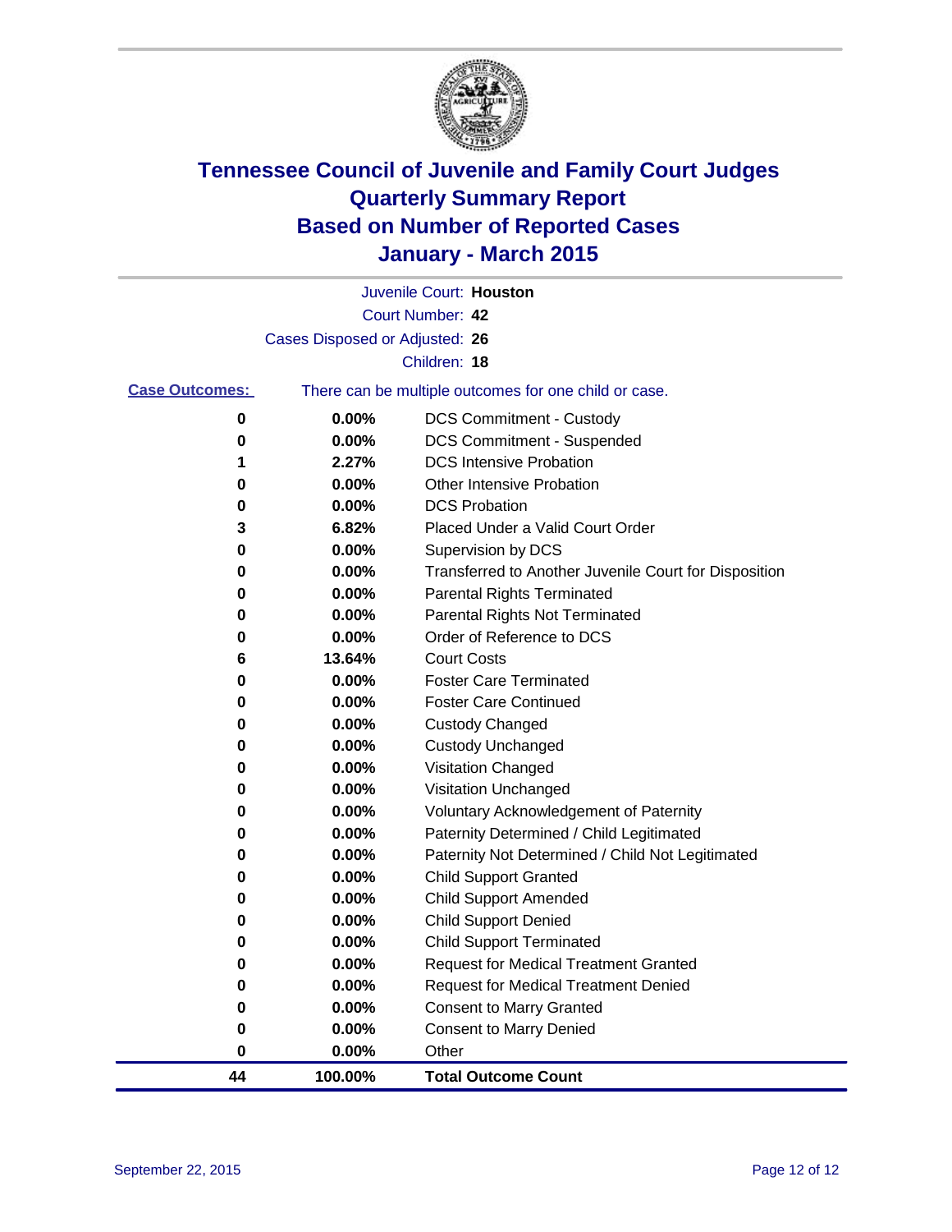# Tennessee Council of Juvenile and Family Court Judges
# Quarterly Summary Report
# Based on Number of Reported Cases
# January - March 2015

Juvenile Court: **Houston**

Court Number: **42**

Cases Disposed or Adjusted: **26**

Children: **18**

**Case Outcomes:** There can be multiple outcomes for one child or case.

| | | |
|---|---|---|
| **0** | **0.00%** | DCS Commitment - Custody |
| **0** | **0.00%** | DCS Commitment - Suspended |
| **1** | **2.27%** | DCS Intensive Probation |
| **0** | **0.00%** | Other Intensive Probation |
| **0** | **0.00%** | DCS Probation |
| **3** | **6.82%** | Placed Under a Valid Court Order |
| **0** | **0.00%** | Supervision by DCS |
| **0** | **0.00%** | Transferred to Another Juvenile Court for Disposition |
| **0** | **0.00%** | Parental Rights Terminated |
| **0** | **0.00%** | Parental Rights Not Terminated |
| **0** | **0.00%** | Order of Reference to DCS |
| **6** | **13.64%** | Court Costs |
| **0** | **0.00%** | Foster Care Terminated |
| **0** | **0.00%** | Foster Care Continued |
| **0** | **0.00%** | Custody Changed |
| **0** | **0.00%** | Custody Unchanged |
| **0** | **0.00%** | Visitation Changed |
| **0** | **0.00%** | Visitation Unchanged |
| **0** | **0.00%** | Voluntary Acknowledgement of Paternity |
| **0** | **0.00%** | Paternity Determined / Child Legitimated |
| **0** | **0.00%** | Paternity Not Determined / Child Not Legitimated |
| **0** | **0.00%** | Child Support Granted |
| **0** | **0.00%** | Child Support Amended |
| **0** | **0.00%** | Child Support Denied |
| **0** | **0.00%** | Child Support Terminated |
| **0** | **0.00%** | Request for Medical Treatment Granted |
| **0** | **0.00%** | Request for Medical Treatment Denied |
| **0** | **0.00%** | Consent to Marry Granted |
| **0** | **0.00%** | Consent to Marry Denied |
| **0** | **0.00%** | Other |
| **44** | **100.00%** | **Total Outcome Count** |

September 22, 2015